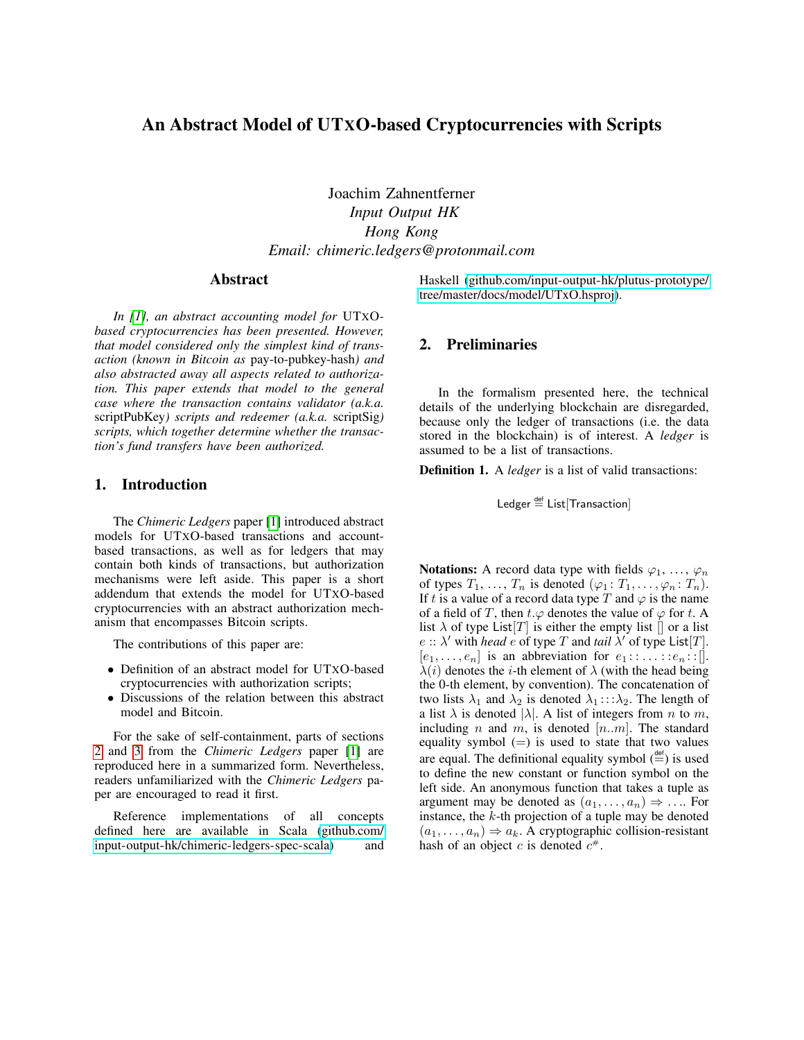# An Abstract Model of UTXO-based Cryptocurrencies with Scripts

Joachim Zahnentferner
*Input Output HK*
*Hong Kong*
*Email: chimeric.ledgers@protonmail.com*

## Abstract

*In [1], an abstract accounting model for* UTXO-*based cryptocurrencies has been presented. However, that model considered only the simplest kind of transaction (known in Bitcoin as* pay-to-pubkey-hash*) and also abstracted away all aspects related to authorization. This paper extends that model to the general case where the transaction contains validator (a.k.a.* scriptPubKey*) scripts and redeemer (a.k.a.* scriptSig*) scripts, which together determine whether the transaction's fund transfers have been authorized.*

## 1. Introduction

The *Chimeric Ledgers* paper [1] introduced abstract models for UTXO-based transactions and account-based transactions, as well as for ledgers that may contain both kinds of transactions, but authorization mechanisms were left aside. This paper is a short addendum that extends the model for UTXO-based cryptocurrencies with an abstract authorization mechanism that encompasses Bitcoin scripts.

The contributions of this paper are:

- Definition of an abstract model for UTXO-based cryptocurrencies with authorization scripts;
- Discussions of the relation between this abstract model and Bitcoin.

For the sake of self-containment, parts of sections 2 and 3 from the *Chimeric Ledgers* paper [1] are reproduced here in a summarized form. Nevertheless, readers unfamiliarized with the *Chimeric Ledgers* paper are encouraged to read it first.

Reference implementations of all concepts defined here are available in Scala (github.com/input-output-hk/chimeric-ledgers-spec-scala) and Haskell (github.com/input-output-hk/plutus-prototype/tree/master/docs/model/UTxO.hsproj).

## 2. Preliminaries

In the formalism presented here, the technical details of the underlying blockchain are disregarded, because only the ledger of transactions (i.e. the data stored in the blockchain) is of interest. A *ledger* is assumed to be a list of transactions.

**Definition 1.** A *ledger* is a list of valid transactions:

$$\mathsf{Ledger} \stackrel{\mathsf{def}}{=} \mathsf{List}[\mathsf{Transaction}]$$

**Notations:** A record data type with fields $\varphi_1, \ldots, \varphi_n$ of types $T_1, \ldots, T_n$ is denoted $(\varphi_1 \colon T_1, \ldots, \varphi_n \colon T_n)$. If $t$ is a value of a record data type $T$ and $\varphi$ is the name of a field of $T$, then $t.\varphi$ denotes the value of $\varphi$ for $t$. A list $\lambda$ of type $\mathsf{List}[T]$ is either the empty list $[]$ or a list $e :: \lambda'$ with *head* $e$ of type $T$ and *tail* $\lambda'$ of type $\mathsf{List}[T]$. $[e_1, \ldots, e_n]$ is an abbreviation for $e_1 :: \ldots :: e_n :: []$. $\lambda(i)$ denotes the $i$-th element of $\lambda$ (with the head being the 0-th element, by convention). The concatenation of two lists $\lambda_1$ and $\lambda_2$ is denoted $\lambda_1 ::: \lambda_2$. The length of a list $\lambda$ is denoted $|\lambda|$. A list of integers from $n$ to $m$, including $n$ and $m$, is denoted $[n..m]$. The standard equality symbol ($=$) is used to state that two values are equal. The definitional equality symbol ($\stackrel{\mathsf{def}}{=}$) is used to define the new constant or function symbol on the left side. An anonymous function that takes a tuple as argument may be denoted as $(a_1, \ldots, a_n) \Rightarrow \ldots$. For instance, the $k$-th projection of a tuple may be denoted $(a_1, \ldots, a_n) \Rightarrow a_k$. A cryptographic collision-resistant hash of an object $c$ is denoted $c^{\#}$.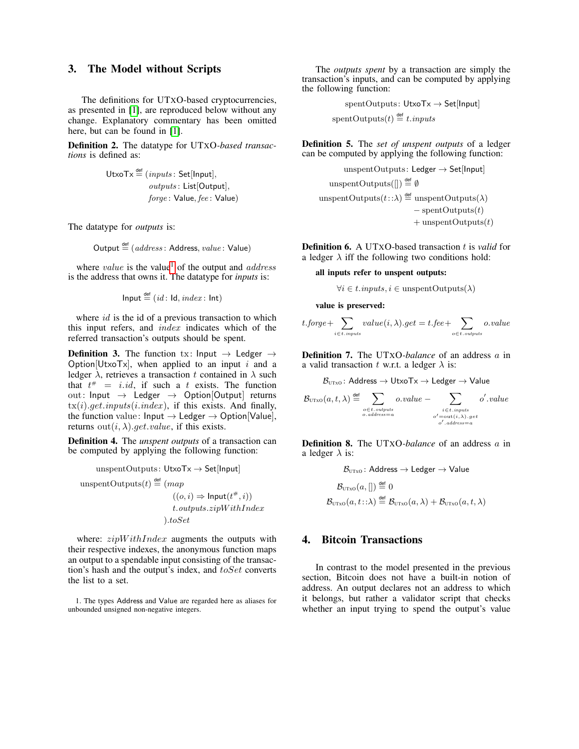## 3. The Model without Scripts

The definitions for UTXO-based cryptocurrencies, as presented in [1], are reproduced below without any change. Explanatory commentary has been omitted here, but can be found in [1].

**Definition 2.** The datatype for UTXO-*based transactions* is defined as:

$$\mathsf{UtxoTx} \stackrel{\mathsf{def}}{=} (inputs\colon \mathsf{Set}[\mathsf{Input}],\ outputs\colon \mathsf{List}[\mathsf{Output}],\ forge\colon \mathsf{Value}, fee\colon \mathsf{Value})$$

The datatype for *outputs* is:

$$\mathsf{Output} \stackrel{\mathsf{def}}{=} (address\colon \mathsf{Address}, value\colon \mathsf{Value})$$

where $value$ is the value[1] of the output and $address$ is the address that owns it. The datatype for *inputs* is:

$$\mathsf{Input} \stackrel{\mathsf{def}}{=} (id\colon \mathsf{Id}, index\colon \mathsf{Int})$$

where $id$ is the id of a previous transaction to which this input refers, and $index$ indicates which of the referred transaction's outputs should be spent.

**Definition 3.** The function $\mathrm{tx}\colon \mathsf{Input} \to \mathsf{Ledger} \to \mathsf{Option}[\mathsf{UtxoTx}]$, when applied to an input $i$ and a ledger $\lambda$, retrieves a transaction $t$ contained in $\lambda$ such that $t^{\#} = i.id$, if such a $t$ exists. The function $\mathrm{out}\colon \mathsf{Input} \to \mathsf{Ledger} \to \mathsf{Option}[\mathsf{Output}]$ returns $\mathrm{tx}(i).get.inputs(i.index)$, if this exists. And finally, the function $\mathrm{value}\colon \mathsf{Input} \to \mathsf{Ledger} \to \mathsf{Option}[\mathsf{Value}]$, returns $\mathrm{out}(i, \lambda).get.value$, if this exists.

**Definition 4.** The *unspent outputs* of a transaction can be computed by applying the following function:

$$\mathrm{unspentOutputs}\colon \mathsf{UtxoTx} \to \mathsf{Set}[\mathsf{Input}]$$

$$\mathrm{unspentOutputs}(t) \stackrel{\mathsf{def}}{=} (map\ ((o,i) \Rightarrow \mathsf{Input}(t^{\#}, i))\ t.outputs.zipWithIndex\ ).toSet$$

where: $zipWithIndex$ augments the outputs with their respective indexes, the anonymous function maps an output to a spendable input consisting of the transaction's hash and the output's index, and $toSet$ converts the list to a set.

The *outputs spent* by a transaction are simply the transaction's inputs, and can be computed by applying the following function:

$$\mathrm{spentOutputs}\colon \mathsf{UtxoTx} \to \mathsf{Set}[\mathsf{Input}]$$

$$\mathrm{spentOutputs}(t) \stackrel{\mathsf{def}}{=} t.inputs$$

**Definition 5.** The *set of unspent outputs* of a ledger can be computed by applying the following function:

$$\mathrm{unspentOutputs}\colon \mathsf{Ledger} \to \mathsf{Set}[\mathsf{Input}]$$

$$\mathrm{unspentOutputs}([]) \stackrel{\mathsf{def}}{=} \emptyset$$

$$\mathrm{unspentOutputs}(t :: \lambda) \stackrel{\mathsf{def}}{=} \mathrm{unspentOutputs}(\lambda) - \mathrm{spentOutputs}(t) + \mathrm{unspentOutputs}(t)$$

**Definition 6.** A UTXO-based transaction $t$ is *valid* for a ledger $\lambda$ iff the following two conditions hold:

**all inputs refer to unspent outputs:**

$$\forall i \in t.inputs, i \in \mathrm{unspentOutputs}(\lambda)$$

**value is preserved:**

$$t.forge + \sum_{i \in t.inputs} value(i, \lambda).get = t.fee + \sum_{o \in t.outputs} o.value$$

**Definition 7.** The UTXO-*balance* of an address $a$ in a valid transaction $t$ w.r.t. a ledger $\lambda$ is:

$$\mathcal{B}_{\text{UTXO}}\colon \mathsf{Address} \to \mathsf{UtxoTx} \to \mathsf{Ledger} \to \mathsf{Value}$$

$$\mathcal{B}_{\text{UTXO}}(a, t, \lambda) \stackrel{\mathsf{def}}{=} \sum_{\substack{o \in t.outputs \\ o.address = a}} o.value - \sum_{\substack{i \in t.inputs \\ o' = \mathrm{out}(i,\lambda).get \\ o'.address = a}} o'.value$$

**Definition 8.** The UTXO-*balance* of an address $a$ in a ledger $\lambda$ is:

$$\mathcal{B}_{\text{UTXO}}\colon \mathsf{Address} \to \mathsf{Ledger} \to \mathsf{Value}$$

$$\mathcal{B}_{\text{UTXO}}(a, []) \stackrel{\mathsf{def}}{=} 0$$

$$\mathcal{B}_{\text{UTXO}}(a, t :: \lambda) \stackrel{\mathsf{def}}{=} \mathcal{B}_{\text{UTXO}}(a, \lambda) + \mathcal{B}_{\text{UTXO}}(a, t, \lambda)$$

## 4. Bitcoin Transactions

In contrast to the model presented in the previous section, Bitcoin does not have a built-in notion of address. An output declares not an address to which it belongs, but rather a validator script that checks whether an input trying to spend the output's value

1. The types Address and Value are regarded here as aliases for unbounded unsigned non-negative integers.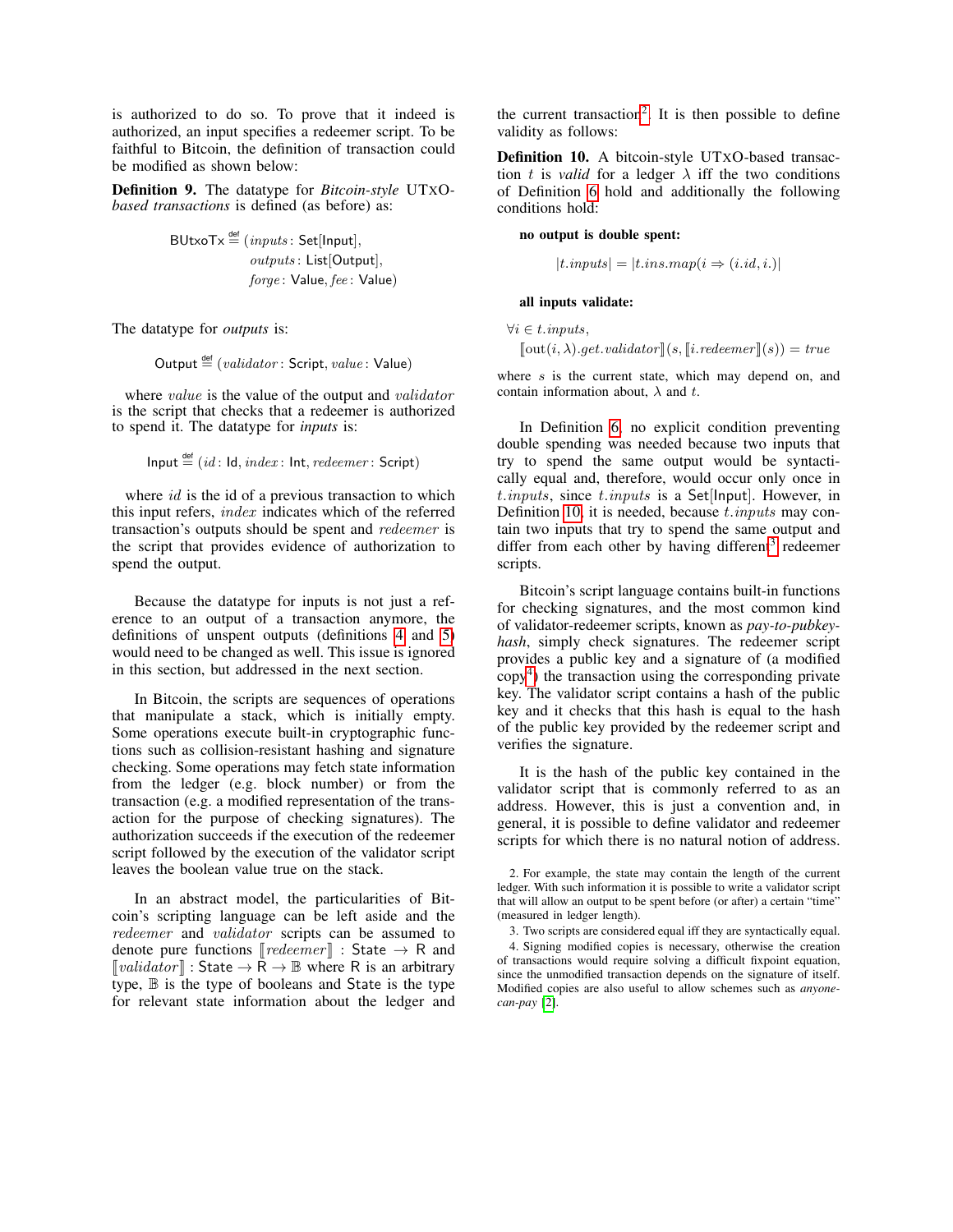is authorized to do so. To prove that it indeed is authorized, an input specifies a redeemer script. To be faithful to Bitcoin, the definition of transaction could be modified as shown below:

**Definition 9.** The datatype for *Bitcoin-style* UTXO-*based transactions* is defined (as before) as:

$$\mathsf{BUtxoTx} \stackrel{\mathsf{def}}{=} (inputs\colon \mathsf{Set}[\mathsf{Input}], \; outputs\colon \mathsf{List}[\mathsf{Output}], \; forge\colon \mathsf{Value}, fee\colon \mathsf{Value})$$

The datatype for *outputs* is:

$$\mathsf{Output} \stackrel{\mathsf{def}}{=} (validator\colon \mathsf{Script}, value\colon \mathsf{Value})$$

where $value$ is the value of the output and $validator$ is the script that checks that a redeemer is authorized to spend it. The datatype for *inputs* is:

$$\mathsf{Input} \stackrel{\mathsf{def}}{=} (id\colon \mathsf{Id}, index\colon \mathsf{Int}, redeemer\colon \mathsf{Script})$$

where $id$ is the id of a previous transaction to which this input refers, $index$ indicates which of the referred transaction's outputs should be spent and $redeemer$ is the script that provides evidence of authorization to spend the output.

Because the datatype for inputs is not just a reference to an output of a transaction anymore, the definitions of unspent outputs (definitions 4 and 5) would need to be changed as well. This issue is ignored in this section, but addressed in the next section.

In Bitcoin, the scripts are sequences of operations that manipulate a stack, which is initially empty. Some operations execute built-in cryptographic functions such as collision-resistant hashing and signature checking. Some operations may fetch state information from the ledger (e.g. block number) or from the transaction (e.g. a modified representation of the transaction for the purpose of checking signatures). The authorization succeeds if the execution of the redeemer script followed by the execution of the validator script leaves the boolean value true on the stack.

In an abstract model, the particularities of Bitcoin's scripting language can be left aside and the $redeemer$ and $validator$ scripts can be assumed to denote pure functions $[\![redeemer]\!] : \mathsf{State} \to \mathsf{R}$ and $[\![validator]\!] : \mathsf{State} \to \mathsf{R} \to \mathbb{B}$ where $\mathsf{R}$ is an arbitrary type, $\mathbb{B}$ is the type of booleans and State is the type for relevant state information about the ledger and the current transaction[2]. It is then possible to define validity as follows:

**Definition 10.** A bitcoin-style UTXO-based transaction $t$ is *valid* for a ledger $\lambda$ iff the two conditions of Definition 6 hold and additionally the following conditions hold:

**no output is double spent:**

$$|t.inputs| = |t.ins.map(i \Rightarrow (i.id, i.)|$$

**all inputs validate:**

$$\forall i \in t.inputs, \; [\![\mathrm{out}(i, \lambda).get.validator]\!](s, [\![i.redeemer]\!](s)) = true$$

where $s$ is the current state, which may depend on, and contain information about, $\lambda$ and $t$.

In Definition 6, no explicit condition preventing double spending was needed because two inputs that try to spend the same output would be syntactically equal and, therefore, would occur only once in $t.inputs$, since $t.inputs$ is a Set[Input]. However, in Definition 10, it is needed, because $t.inputs$ may contain two inputs that try to spend the same output and differ from each other by having different[3] redeemer scripts.

Bitcoin's script language contains built-in functions for checking signatures, and the most common kind of validator-redeemer scripts, known as *pay-to-pubkey-hash*, simply check signatures. The redeemer script provides a public key and a signature of (a modified copy[4]) the transaction using the corresponding private key. The validator script contains a hash of the public key and it checks that this hash is equal to the hash of the public key provided by the redeemer script and verifies the signature.

It is the hash of the public key contained in the validator script that is commonly referred to as an address. However, this is just a convention and, in general, it is possible to define validator and redeemer scripts for which there is no natural notion of address.

2. For example, the state may contain the length of the current ledger. With such information it is possible to write a validator script that will allow an output to be spent before (or after) a certain "time" (measured in ledger length).

3. Two scripts are considered equal iff they are syntactically equal.

4. Signing modified copies is necessary, otherwise the creation of transactions would require solving a difficult fixpoint equation, since the unmodified transaction depends on the signature of itself. Modified copies are also useful to allow schemes such as *anyone-can-pay* [2].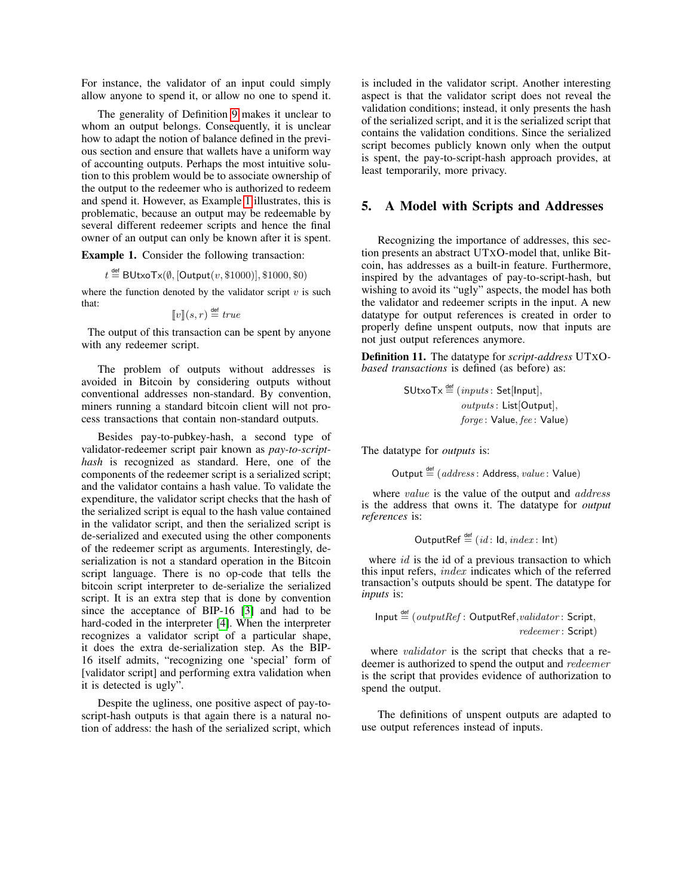For instance, the validator of an input could simply allow anyone to spend it, or allow no one to spend it.

The generality of Definition 9 makes it unclear to whom an output belongs. Consequently, it is unclear how to adapt the notion of balance defined in the previous section and ensure that wallets have a uniform way of accounting outputs. Perhaps the most intuitive solution to this problem would be to associate ownership of the output to the redeemer who is authorized to redeem and spend it. However, as Example 1 illustrates, this is problematic, because an output may be redeemable by several different redeemer scripts and hence the final owner of an output can only be known after it is spent.

**Example 1.** Consider the following transaction:

$$t \stackrel{\text{def}}{=} \mathsf{BUtxoTx}(\emptyset, [\mathsf{Output}(v, \$1000)], \$1000, \$0)$$

where the function denoted by the validator script $v$ is such that:

$$[\![v]\!](s, r) \stackrel{\text{def}}{=} \mathit{true}$$

The output of this transaction can be spent by anyone with any redeemer script.

The problem of outputs without addresses is avoided in Bitcoin by considering outputs without conventional addresses non-standard. By convention, miners running a standard bitcoin client will not process transactions that contain non-standard outputs.

Besides pay-to-pubkey-hash, a second type of validator-redeemer script pair known as *pay-to-script-hash* is recognized as standard. Here, one of the components of the redeemer script is a serialized script; and the validator contains a hash value. To validate the expenditure, the validator script checks that the hash of the serialized script is equal to the hash value contained in the validator script, and then the serialized script is de-serialized and executed using the other components of the redeemer script as arguments. Interestingly, de-serialization is not a standard operation in the Bitcoin script language. There is no op-code that tells the bitcoin script interpreter to de-serialize the serialized script. It is an extra step that is done by convention since the acceptance of BIP-16 [3] and had to be hard-coded in the interpreter [4]. When the interpreter recognizes a validator script of a particular shape, it does the extra de-serialization step. As the BIP-16 itself admits, "recognizing one 'special' form of [validator script] and performing extra validation when it is detected is ugly".

Despite the ugliness, one positive aspect of pay-to-script-hash outputs is that again there is a natural notion of address: the hash of the serialized script, which is included in the validator script. Another interesting aspect is that the validator script does not reveal the validation conditions; instead, it only presents the hash of the serialized script, and it is the serialized script that contains the validation conditions. Since the serialized script becomes publicly known only when the output is spent, the pay-to-script-hash approach provides, at least temporarily, more privacy.

## 5. A Model with Scripts and Addresses

Recognizing the importance of addresses, this section presents an abstract UTXO-model that, unlike Bitcoin, has addresses as a built-in feature. Furthermore, inspired by the advantages of pay-to-script-hash, but wishing to avoid its "ugly" aspects, the model has both the validator and redeemer scripts in the input. A new datatype for output references is created in order to properly define unspent outputs, now that inputs are not just output references anymore.

**Definition 11.** The datatype for *script-address* UTXO-*based transactions* is defined (as before) as:

$$\begin{aligned}\mathsf{SUtxoTx} \stackrel{\text{def}}{=} (&\mathit{inputs}\colon \mathsf{Set}[\mathsf{Input}],\\ &\mathit{outputs}\colon \mathsf{List}[\mathsf{Output}],\\ &\mathit{forge}\colon \mathsf{Value}, \mathit{fee}\colon \mathsf{Value})\end{aligned}$$

The datatype for *outputs* is:

$$\mathsf{Output} \stackrel{\text{def}}{=} (\mathit{address}\colon \mathsf{Address}, \mathit{value}\colon \mathsf{Value})$$

where $\mathit{value}$ is the value of the output and $\mathit{address}$ is the address that owns it. The datatype for *output references* is:

$$\mathsf{OutputRef} \stackrel{\text{def}}{=} (\mathit{id}\colon \mathsf{Id}, \mathit{index}\colon \mathsf{Int})$$

where $\mathit{id}$ is the id of a previous transaction to which this input refers, $\mathit{index}$ indicates which of the referred transaction's outputs should be spent. The datatype for *inputs* is:

$$\mathsf{Input} \stackrel{\text{def}}{=} (\mathit{outputRef}\colon \mathsf{OutputRef}, \mathit{validator}\colon \mathsf{Script}, \mathit{redeemer}\colon \mathsf{Script})$$

where $\mathit{validator}$ is the script that checks that a redeemer is authorized to spend the output and $\mathit{redeemer}$ is the script that provides evidence of authorization to spend the output.

The definitions of unspent outputs are adapted to use output references instead of inputs.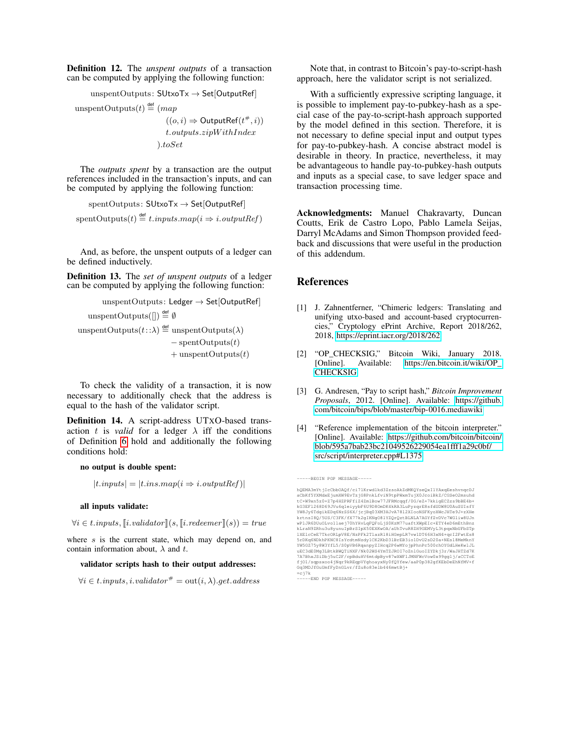**Definition 12.** The *unspent outputs* of a transaction can be computed by applying the following function:

$$\text{unspentOutputs}\colon \mathsf{SUtxoTx} \to \mathsf{Set}[\mathsf{OutputRef}]$$

$$\text{unspentOutputs}(t) \stackrel{\text{def}}{=} (map \; ((o, i) \Rightarrow \mathsf{OutputRef}(t^{\#}, i)) \; t.outputs.zipWithIndex \; ).toSet$$

The *outputs spent* by a transaction are the output references included in the transaction's inputs, and can be computed by applying the following function:

$$\text{spentOutputs}\colon \mathsf{SUtxoTx} \to \mathsf{Set}[\mathsf{OutputRef}]$$

$$\text{spentOutputs}(t) \stackrel{\text{def}}{=} t.inputs.map(i \Rightarrow i.outputRef)$$

And, as before, the unspent outputs of a ledger can be defined inductively.

**Definition 13.** The *set of unspent outputs* of a ledger can be computed by applying the following function:

$$\text{unspentOutputs}\colon \mathsf{Ledger} \to \mathsf{Set}[\mathsf{OutputRef}]$$

$$\text{unspentOutputs}([]) \stackrel{\text{def}}{=} \emptyset$$

$$\text{unspentOutputs}(t::\lambda) \stackrel{\text{def}}{=} \text{unspentOutputs}(\lambda) - \text{spentOutputs}(t) + \text{unspentOutputs}(t)$$

To check the validity of a transaction, it is now necessary to additionally check that the address is equal to the hash of the validator script.

**Definition 14.** A script-address UTXO-based transaction $t$ is *valid* for a ledger $\lambda$ iff the conditions of Definition 6 hold and additionally the following conditions hold:

**no output is double spent:**

$$|t.inputs| = |t.ins.map(i \Rightarrow i.outputRef)|$$

**all inputs validate:**

$$\forall i \in t.inputs, [\![i.validator]\!](s, [\![i.redeemer]\!](s)) = true$$

where $s$ is the current state, which may depend on, and contain information about, $\lambda$ and $t$.

**validator scripts hash to their output addresses:**

$$\forall i \in t.inputs, i.validator^{\#} = \text{out}(i, \lambda).get.address$$

Note that, in contrast to Bitcoin's pay-to-script-hash approach, here the validator script is not serialized.

With a sufficiently expressive scripting language, it is possible to implement pay-to-pubkey-hash as a special case of the pay-to-script-hash approach supported by the model defined in this section. Therefore, it is not necessary to define special input and output types for pay-to-pubkey-hash. A concise abstract model is desirable in theory. In practice, nevertheless, it may be advantageous to handle pay-to-pubkey-hash outputs and inputs as a special case, to save ledger space and transaction processing time.

**Acknowledgments:** Manuel Chakravarty, Duncan Coutts, Erik de Castro Lopo, Pablo Lamela Seijas, Darryl McAdams and Simon Thompson provided feedback and discussions that were useful in the production of this addendum.

## References

[1] J. Zahnentferner, "Chimeric ledgers: Translating and unifying utxo-based and account-based cryptocurrencies," Cryptology ePrint Archive, Report 2018/262, 2018, https://eprint.iacr.org/2018/262.

[2] "OP_CHECKSIG," Bitcoin Wiki, January 2018. [Online]. Available: https://en.bitcoin.it/wiki/OP_CHECKSIG

[3] G. Andresen, "Pay to script hash," *Bitcoin Improvement Proposals*, 2012. [Online]. Available: https://github.com/bitcoin/bips/blob/master/bip-0016.mediawiki

[4] "Reference implementation of the bitcoin interpreter." [Online]. Available: https://github.com/bitcoin/bitcoin/blob/595a7bab23bc21049526229054ea1fff1a29c0bf/src/script/interpreter.cpp#L1375

```
-----BEGIN PGP MESSAGE-----

hQEMA3mYtjIcCbbOAQf/ci7lKrwd1kd3ZzsoAkZdMKQYseQxI1YAxqEeshvnqcDJ
aCbKf5YXMdxEjumXW9EvTzjG8PnkLfviN9tpPWxmTujX0JcoiBkZ/CGSeO2msuhd
tC+W9xn5z0+Z7p4HZPRFfiZ4Zm1Bow77JFRMcqgf/0G/eZ+7kkigEC2zs9bBE4b+
kG3EF1268D69JVu6q1eiyybF6U9D8OmDK4kRA3LuPyzqrE8sfdUDW8U0AuSUIsfY
YW8Jy6TdgikEDq6NzSS6X/jcjBq03XM3HJvA7812XIooNSFKyoXWcJHTe9J+zXHe
krtnsI8Q/5US/C3FK/fX77k2gIKNgO81YZQrQztBLNLA7AGYfZvDVc7WG1iw8UJn
wP1JR6DUuOLvollaej70hYHvLqFQFoLjS0KzM77uaftXWpEIc+ETY4eD6mEthBnz
kLraN9ZRhu3u8yunuIpBrSIpX50EXKwOA/aUhTvuR8ZH9GEMVyL3tpqxNbUFbSTp
lXE1cCeE7TkcORLpV8E/NzPFk2T1azR18iHGepLR7vw1DT66H3xN4+qcI2FwtEs8
5rDKq6NDkhPKNC8IsYcdtmNzdy1CK2KbD31BrEB3io1DvU2sD20a+NEs18MeMknY
YW5GZ75y8W3YfL5/S0pVB6RqanpyZIHcq2P6wMYojpPhnPc500chOYGdLHeKw1JL
uEC3dE0Mg3LBtkBWQTiNXF/Nk02WS4YmTZJROI7oZn1GuoIZYDkj3r/WaJHTZd7K
7A7BhxJSiDbj5uC2F/cpBduHV6mtdpByv87wXWF1JMNFWcVow0x99gg1j/aCCToE
fjOl/sqpsxoo4jNqr9kREqpVYghoayxNy0fQYfew/aaP0p382gfKEbDeEhNfMV+f
Gq3MDJfGuUmfFyDnGLvr/fZu8o83e1b446mwtBj+
=cj7k
-----END PGP MESSAGE-----
```